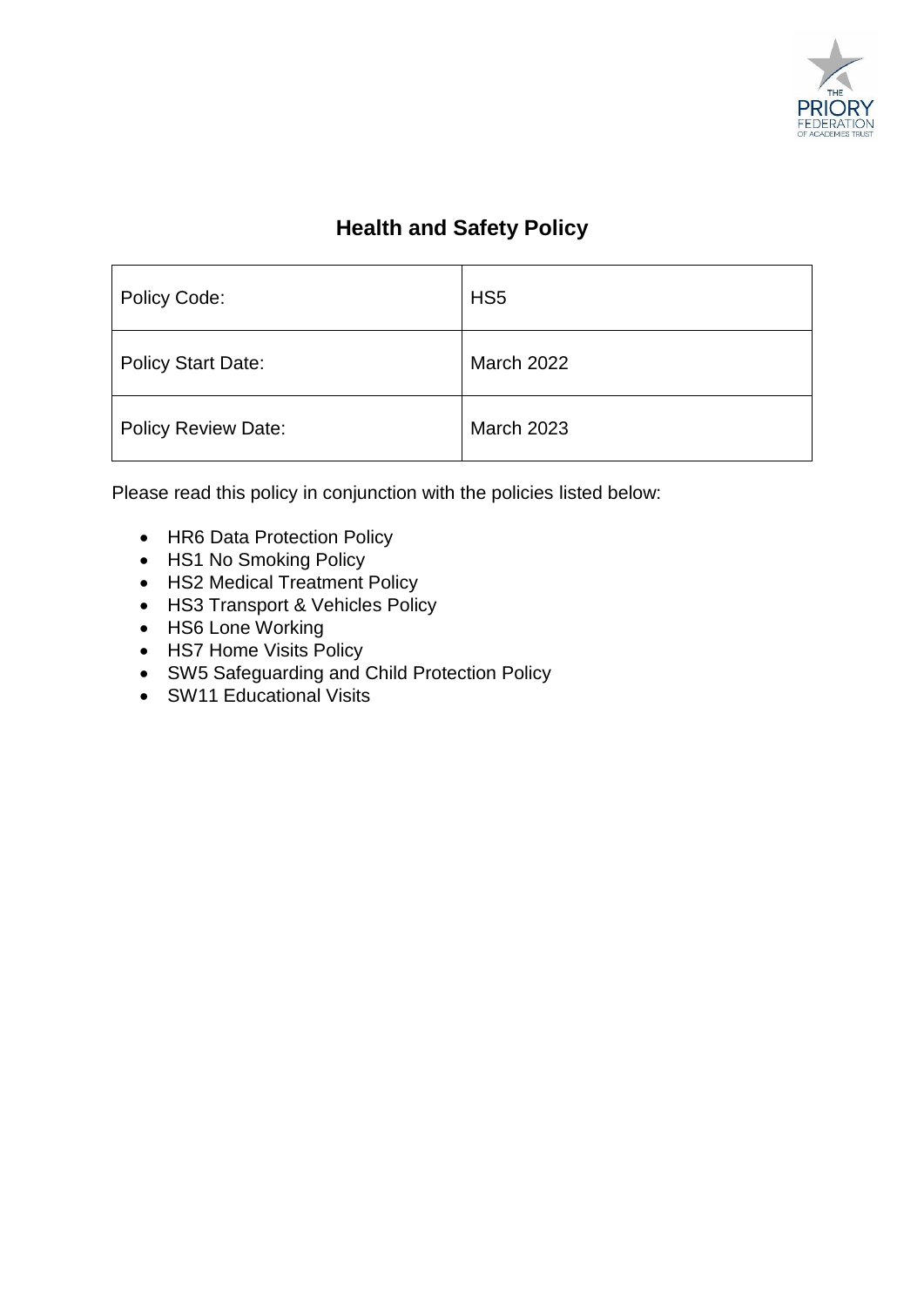# Health and Safety Policy

| Policy Code: | HS5 |
|---|---|
| Policy Start Date: | March 2022 |
| Policy Review Date: | March 2023 |

Please read this policy in conjunction with the policies listed below:

- HR6 Data Protection Policy
- HS1 No Smoking Policy
- HS2 Medical Treatment Policy
- HS3 Transport & Vehicles Policy
- HS6 Lone Working
- HS7 Home Visits Policy
- SW5 Safeguarding and Child Protection Policy
- SW11 Educational Visits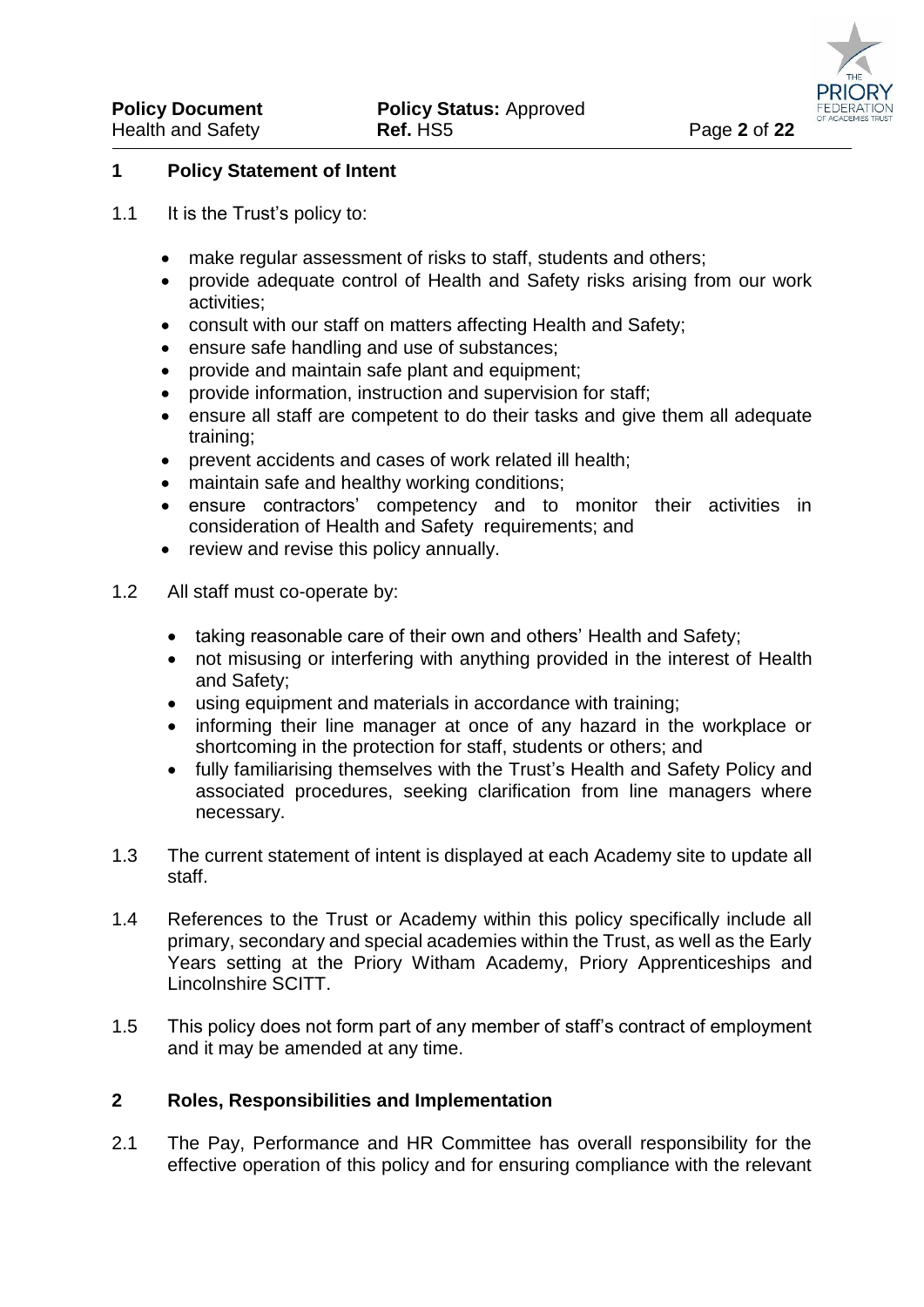## 1 Policy Statement of Intent

1.1 It is the Trust's policy to:

- make regular assessment of risks to staff, students and others;
- provide adequate control of Health and Safety risks arising from our work activities;
- consult with our staff on matters affecting Health and Safety;
- ensure safe handling and use of substances;
- provide and maintain safe plant and equipment;
- provide information, instruction and supervision for staff;
- ensure all staff are competent to do their tasks and give them all adequate training;
- prevent accidents and cases of work related ill health;
- maintain safe and healthy working conditions;
- ensure contractors' competency and to monitor their activities in consideration of Health and Safety requirements; and
- review and revise this policy annually.

1.2 All staff must co-operate by:

- taking reasonable care of their own and others' Health and Safety;
- not misusing or interfering with anything provided in the interest of Health and Safety;
- using equipment and materials in accordance with training;
- informing their line manager at once of any hazard in the workplace or shortcoming in the protection for staff, students or others; and
- fully familiarising themselves with the Trust's Health and Safety Policy and associated procedures, seeking clarification from line managers where necessary.

1.3 The current statement of intent is displayed at each Academy site to update all staff.

1.4 References to the Trust or Academy within this policy specifically include all primary, secondary and special academies within the Trust, as well as the Early Years setting at the Priory Witham Academy, Priory Apprenticeships and Lincolnshire SCITT.

1.5 This policy does not form part of any member of staff's contract of employment and it may be amended at any time.

## 2 Roles, Responsibilities and Implementation

2.1 The Pay, Performance and HR Committee has overall responsibility for the effective operation of this policy and for ensuring compliance with the relevant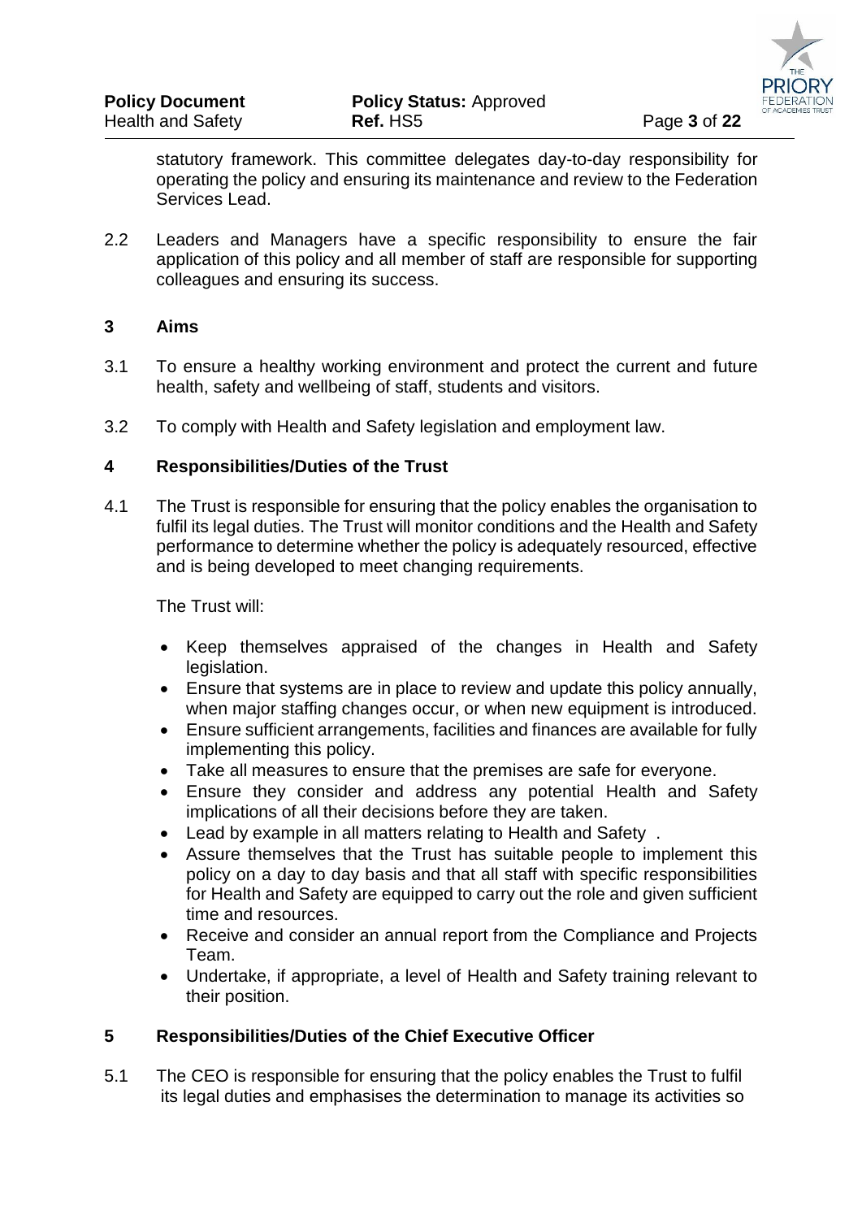statutory framework. This committee delegates day-to-day responsibility for operating the policy and ensuring its maintenance and review to the Federation Services Lead.

2.2 Leaders and Managers have a specific responsibility to ensure the fair application of this policy and all member of staff are responsible for supporting colleagues and ensuring its success.

## 3 Aims

3.1 To ensure a healthy working environment and protect the current and future health, safety and wellbeing of staff, students and visitors.

3.2 To comply with Health and Safety legislation and employment law.

## 4 Responsibilities/Duties of the Trust

4.1 The Trust is responsible for ensuring that the policy enables the organisation to fulfil its legal duties. The Trust will monitor conditions and the Health and Safety performance to determine whether the policy is adequately resourced, effective and is being developed to meet changing requirements.

The Trust will:

- Keep themselves appraised of the changes in Health and Safety legislation.
- Ensure that systems are in place to review and update this policy annually, when major staffing changes occur, or when new equipment is introduced.
- Ensure sufficient arrangements, facilities and finances are available for fully implementing this policy.
- Take all measures to ensure that the premises are safe for everyone.
- Ensure they consider and address any potential Health and Safety implications of all their decisions before they are taken.
- Lead by example in all matters relating to Health and Safety .
- Assure themselves that the Trust has suitable people to implement this policy on a day to day basis and that all staff with specific responsibilities for Health and Safety are equipped to carry out the role and given sufficient time and resources.
- Receive and consider an annual report from the Compliance and Projects Team.
- Undertake, if appropriate, a level of Health and Safety training relevant to their position.

## 5 Responsibilities/Duties of the Chief Executive Officer

5.1 The CEO is responsible for ensuring that the policy enables the Trust to fulfil its legal duties and emphasises the determination to manage its activities so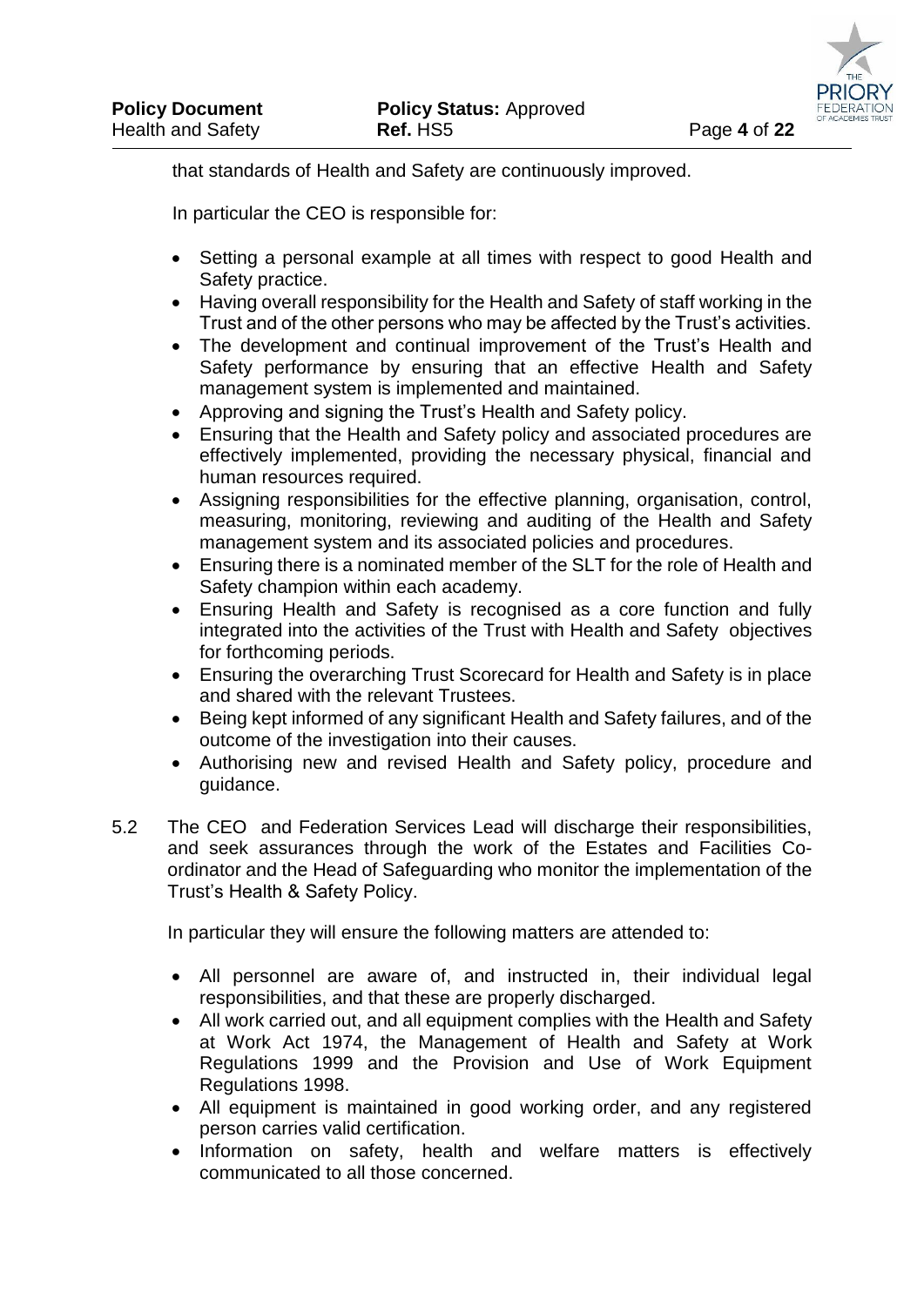that standards of Health and Safety are continuously improved.

In particular the CEO is responsible for:

- Setting a personal example at all times with respect to good Health and Safety practice.
- Having overall responsibility for the Health and Safety of staff working in the Trust and of the other persons who may be affected by the Trust's activities.
- The development and continual improvement of the Trust's Health and Safety performance by ensuring that an effective Health and Safety management system is implemented and maintained.
- Approving and signing the Trust's Health and Safety policy.
- Ensuring that the Health and Safety policy and associated procedures are effectively implemented, providing the necessary physical, financial and human resources required.
- Assigning responsibilities for the effective planning, organisation, control, measuring, monitoring, reviewing and auditing of the Health and Safety management system and its associated policies and procedures.
- Ensuring there is a nominated member of the SLT for the role of Health and Safety champion within each academy.
- Ensuring Health and Safety is recognised as a core function and fully integrated into the activities of the Trust with Health and Safety objectives for forthcoming periods.
- Ensuring the overarching Trust Scorecard for Health and Safety is in place and shared with the relevant Trustees.
- Being kept informed of any significant Health and Safety failures, and of the outcome of the investigation into their causes.
- Authorising new and revised Health and Safety policy, procedure and guidance.

5.2 The CEO and Federation Services Lead will discharge their responsibilities, and seek assurances through the work of the Estates and Facilities Co-ordinator and the Head of Safeguarding who monitor the implementation of the Trust's Health & Safety Policy.

In particular they will ensure the following matters are attended to:

- All personnel are aware of, and instructed in, their individual legal responsibilities, and that these are properly discharged.
- All work carried out, and all equipment complies with the Health and Safety at Work Act 1974, the Management of Health and Safety at Work Regulations 1999 and the Provision and Use of Work Equipment Regulations 1998.
- All equipment is maintained in good working order, and any registered person carries valid certification.
- Information on safety, health and welfare matters is effectively communicated to all those concerned.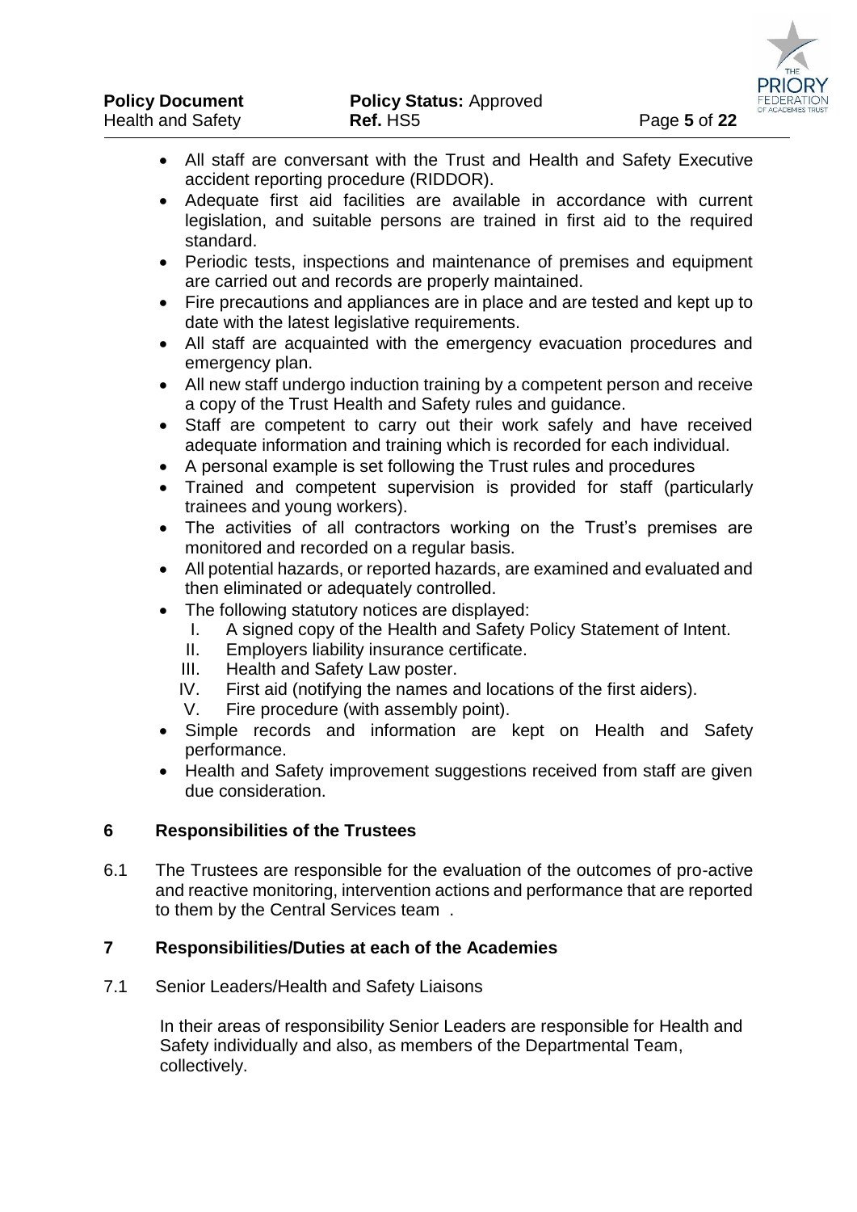- All staff are conversant with the Trust and Health and Safety Executive accident reporting procedure (RIDDOR).
- Adequate first aid facilities are available in accordance with current legislation, and suitable persons are trained in first aid to the required standard.
- Periodic tests, inspections and maintenance of premises and equipment are carried out and records are properly maintained.
- Fire precautions and appliances are in place and are tested and kept up to date with the latest legislative requirements.
- All staff are acquainted with the emergency evacuation procedures and emergency plan.
- All new staff undergo induction training by a competent person and receive a copy of the Trust Health and Safety rules and guidance.
- Staff are competent to carry out their work safely and have received adequate information and training which is recorded for each individual.
- A personal example is set following the Trust rules and procedures
- Trained and competent supervision is provided for staff (particularly trainees and young workers).
- The activities of all contractors working on the Trust's premises are monitored and recorded on a regular basis.
- All potential hazards, or reported hazards, are examined and evaluated and then eliminated or adequately controlled.
- The following statutory notices are displayed:
    I. A signed copy of the Health and Safety Policy Statement of Intent.
    II. Employers liability insurance certificate.
    III. Health and Safety Law poster.
    IV. First aid (notifying the names and locations of the first aiders).
    V. Fire procedure (with assembly point).
- Simple records and information are kept on Health and Safety performance.
- Health and Safety improvement suggestions received from staff are given due consideration.

## 6 Responsibilities of the Trustees

6.1 The Trustees are responsible for the evaluation of the outcomes of pro-active and reactive monitoring, intervention actions and performance that are reported to them by the Central Services team .

## 7 Responsibilities/Duties at each of the Academies

7.1 Senior Leaders/Health and Safety Liaisons

In their areas of responsibility Senior Leaders are responsible for Health and Safety individually and also, as members of the Departmental Team, collectively.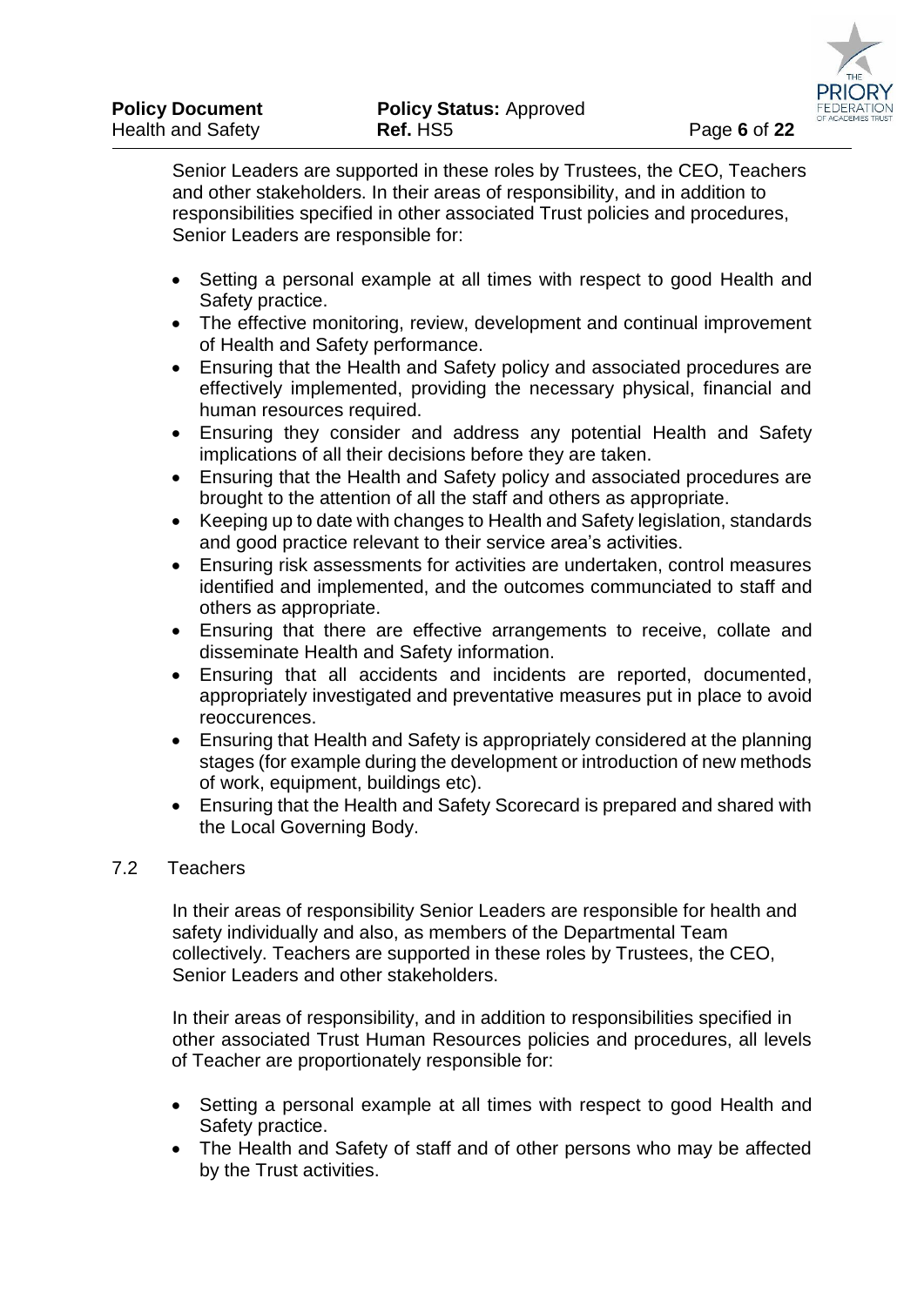Senior Leaders are supported in these roles by Trustees, the CEO, Teachers and other stakeholders. In their areas of responsibility, and in addition to responsibilities specified in other associated Trust policies and procedures, Senior Leaders are responsible for:

- Setting a personal example at all times with respect to good Health and Safety practice.
- The effective monitoring, review, development and continual improvement of Health and Safety performance.
- Ensuring that the Health and Safety policy and associated procedures are effectively implemented, providing the necessary physical, financial and human resources required.
- Ensuring they consider and address any potential Health and Safety implications of all their decisions before they are taken.
- Ensuring that the Health and Safety policy and associated procedures are brought to the attention of all the staff and others as appropriate.
- Keeping up to date with changes to Health and Safety legislation, standards and good practice relevant to their service area's activities.
- Ensuring risk assessments for activities are undertaken, control measures identified and implemented, and the outcomes communciated to staff and others as appropriate.
- Ensuring that there are effective arrangements to receive, collate and disseminate Health and Safety information.
- Ensuring that all accidents and incidents are reported, documented, appropriately investigated and preventative measures put in place to avoid reoccurences.
- Ensuring that Health and Safety is appropriately considered at the planning stages (for example during the development or introduction of new methods of work, equipment, buildings etc).
- Ensuring that the Health and Safety Scorecard is prepared and shared with the Local Governing Body.

### 7.2 Teachers

In their areas of responsibility Senior Leaders are responsible for health and safety individually and also, as members of the Departmental Team collectively. Teachers are supported in these roles by Trustees, the CEO, Senior Leaders and other stakeholders.

In their areas of responsibility, and in addition to responsibilities specified in other associated Trust Human Resources policies and procedures, all levels of Teacher are proportionately responsible for:

- Setting a personal example at all times with respect to good Health and Safety practice.
- The Health and Safety of staff and of other persons who may be affected by the Trust activities.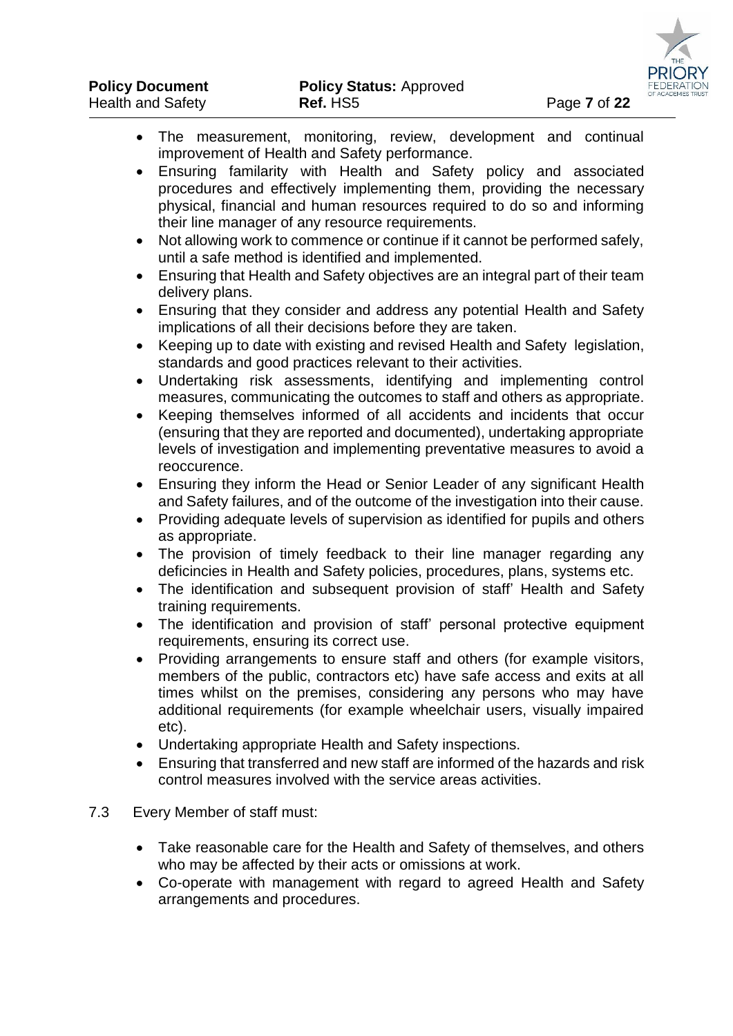- The measurement, monitoring, review, development and continual improvement of Health and Safety performance.
- Ensuring familarity with Health and Safety policy and associated procedures and effectively implementing them, providing the necessary physical, financial and human resources required to do so and informing their line manager of any resource requirements.
- Not allowing work to commence or continue if it cannot be performed safely, until a safe method is identified and implemented.
- Ensuring that Health and Safety objectives are an integral part of their team delivery plans.
- Ensuring that they consider and address any potential Health and Safety implications of all their decisions before they are taken.
- Keeping up to date with existing and revised Health and Safety legislation, standards and good practices relevant to their activities.
- Undertaking risk assessments, identifying and implementing control measures, communicating the outcomes to staff and others as appropriate.
- Keeping themselves informed of all accidents and incidents that occur (ensuring that they are reported and documented), undertaking appropriate levels of investigation and implementing preventative measures to avoid a reoccurence.
- Ensuring they inform the Head or Senior Leader of any significant Health and Safety failures, and of the outcome of the investigation into their cause.
- Providing adequate levels of supervision as identified for pupils and others as appropriate.
- The provision of timely feedback to their line manager regarding any deficincies in Health and Safety policies, procedures, plans, systems etc.
- The identification and subsequent provision of staff' Health and Safety training requirements.
- The identification and provision of staff' personal protective equipment requirements, ensuring its correct use.
- Providing arrangements to ensure staff and others (for example visitors, members of the public, contractors etc) have safe access and exits at all times whilst on the premises, considering any persons who may have additional requirements (for example wheelchair users, visually impaired etc).
- Undertaking appropriate Health and Safety inspections.
- Ensuring that transferred and new staff are informed of the hazards and risk control measures involved with the service areas activities.

7.3 Every Member of staff must:

- Take reasonable care for the Health and Safety of themselves, and others who may be affected by their acts or omissions at work.
- Co-operate with management with regard to agreed Health and Safety arrangements and procedures.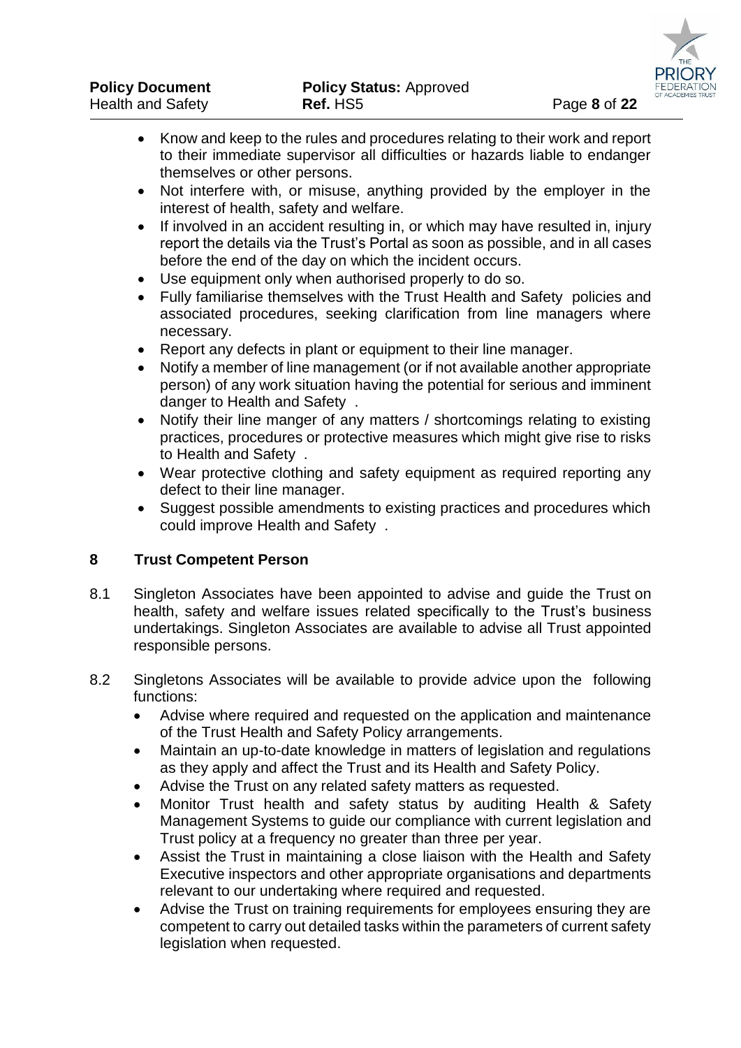- Know and keep to the rules and procedures relating to their work and report to their immediate supervisor all difficulties or hazards liable to endanger themselves or other persons.
- Not interfere with, or misuse, anything provided by the employer in the interest of health, safety and welfare.
- If involved in an accident resulting in, or which may have resulted in, injury report the details via the Trust's Portal as soon as possible, and in all cases before the end of the day on which the incident occurs.
- Use equipment only when authorised properly to do so.
- Fully familiarise themselves with the Trust Health and Safety policies and associated procedures, seeking clarification from line managers where necessary.
- Report any defects in plant or equipment to their line manager.
- Notify a member of line management (or if not available another appropriate person) of any work situation having the potential for serious and imminent danger to Health and Safety .
- Notify their line manger of any matters / shortcomings relating to existing practices, procedures or protective measures which might give rise to risks to Health and Safety .
- Wear protective clothing and safety equipment as required reporting any defect to their line manager.
- Suggest possible amendments to existing practices and procedures which could improve Health and Safety .

## 8 Trust Competent Person

8.1 Singleton Associates have been appointed to advise and guide the Trust on health, safety and welfare issues related specifically to the Trust's business undertakings. Singleton Associates are available to advise all Trust appointed responsible persons.

8.2 Singletons Associates will be available to provide advice upon the following functions:

- Advise where required and requested on the application and maintenance of the Trust Health and Safety Policy arrangements.
- Maintain an up-to-date knowledge in matters of legislation and regulations as they apply and affect the Trust and its Health and Safety Policy.
- Advise the Trust on any related safety matters as requested.
- Monitor Trust health and safety status by auditing Health & Safety Management Systems to guide our compliance with current legislation and Trust policy at a frequency no greater than three per year.
- Assist the Trust in maintaining a close liaison with the Health and Safety Executive inspectors and other appropriate organisations and departments relevant to our undertaking where required and requested.
- Advise the Trust on training requirements for employees ensuring they are competent to carry out detailed tasks within the parameters of current safety legislation when requested.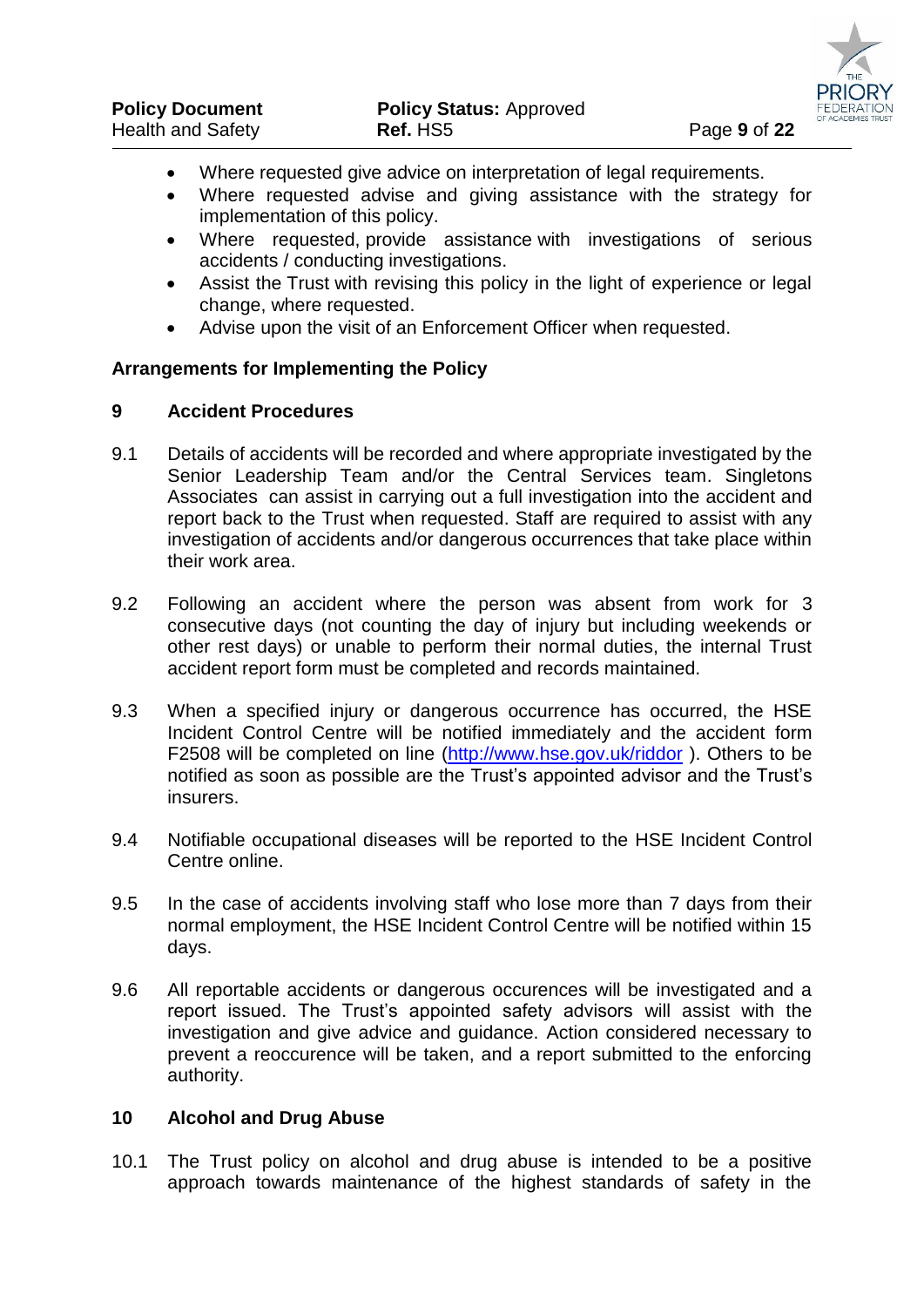- Where requested give advice on interpretation of legal requirements.
- Where requested advise and giving assistance with the strategy for implementation of this policy.
- Where requested, provide assistance with investigations of serious accidents / conducting investigations.
- Assist the Trust with revising this policy in the light of experience or legal change, where requested.
- Advise upon the visit of an Enforcement Officer when requested.

## Arrangements for Implementing the Policy

### 9 Accident Procedures

9.1 Details of accidents will be recorded and where appropriate investigated by the Senior Leadership Team and/or the Central Services team. Singletons Associates can assist in carrying out a full investigation into the accident and report back to the Trust when requested. Staff are required to assist with any investigation of accidents and/or dangerous occurrences that take place within their work area.

9.2 Following an accident where the person was absent from work for 3 consecutive days (not counting the day of injury but including weekends or other rest days) or unable to perform their normal duties, the internal Trust accident report form must be completed and records maintained.

9.3 When a specified injury or dangerous occurrence has occurred, the HSE Incident Control Centre will be notified immediately and the accident form F2508 will be completed on line (http://www.hse.gov.uk/riddor ). Others to be notified as soon as possible are the Trust's appointed advisor and the Trust's insurers.

9.4 Notifiable occupational diseases will be reported to the HSE Incident Control Centre online.

9.5 In the case of accidents involving staff who lose more than 7 days from their normal employment, the HSE Incident Control Centre will be notified within 15 days.

9.6 All reportable accidents or dangerous occurences will be investigated and a report issued. The Trust's appointed safety advisors will assist with the investigation and give advice and guidance. Action considered necessary to prevent a reoccurence will be taken, and a report submitted to the enforcing authority.

### 10 Alcohol and Drug Abuse

10.1 The Trust policy on alcohol and drug abuse is intended to be a positive approach towards maintenance of the highest standards of safety in the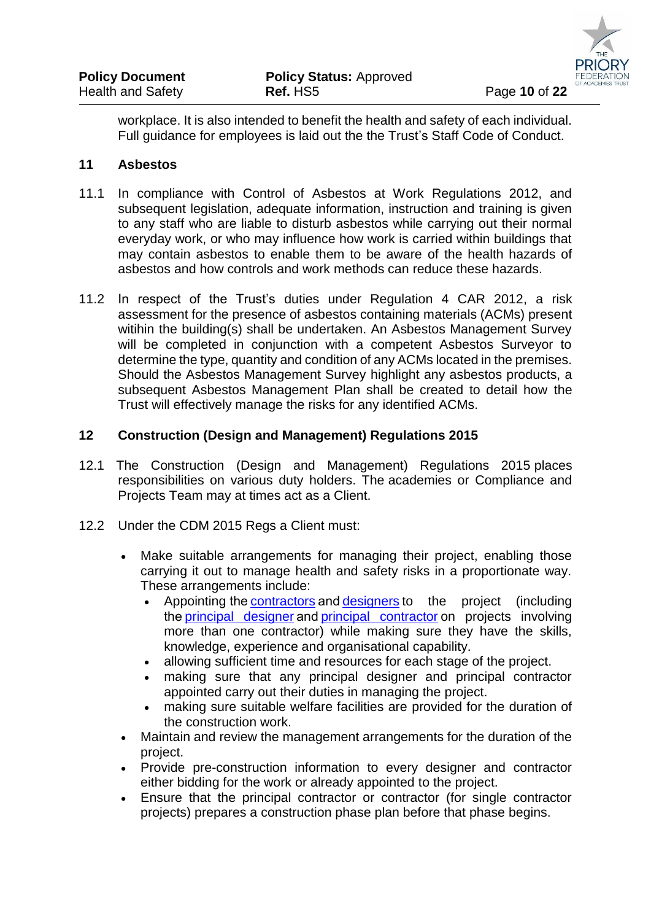workplace. It is also intended to benefit the health and safety of each individual. Full guidance for employees is laid out the the Trust's Staff Code of Conduct.

## 11 Asbestos

11.1 In compliance with Control of Asbestos at Work Regulations 2012, and subsequent legislation, adequate information, instruction and training is given to any staff who are liable to disturb asbestos while carrying out their normal everyday work, or who may influence how work is carried within buildings that may contain asbestos to enable them to be aware of the health hazards of asbestos and how controls and work methods can reduce these hazards.

11.2 In respect of the Trust's duties under Regulation 4 CAR 2012, a risk assessment for the presence of asbestos containing materials (ACMs) present witihin the building(s) shall be undertaken. An Asbestos Management Survey will be completed in conjunction with a competent Asbestos Surveyor to determine the type, quantity and condition of any ACMs located in the premises. Should the Asbestos Management Survey highlight any asbestos products, a subsequent Asbestos Management Plan shall be created to detail how the Trust will effectively manage the risks for any identified ACMs.

## 12 Construction (Design and Management) Regulations 2015

12.1 The Construction (Design and Management) Regulations 2015 places responsibilities on various duty holders. The academies or Compliance and Projects Team may at times act as a Client.

12.2 Under the CDM 2015 Regs a Client must:

- Make suitable arrangements for managing their project, enabling those carrying it out to manage health and safety risks in a proportionate way. These arrangements include:
  - Appointing the contractors and designers to the project (including the principal designer and principal contractor on projects involving more than one contractor) while making sure they have the skills, knowledge, experience and organisational capability.
  - allowing sufficient time and resources for each stage of the project.
  - making sure that any principal designer and principal contractor appointed carry out their duties in managing the project.
  - making sure suitable welfare facilities are provided for the duration of the construction work.
- Maintain and review the management arrangements for the duration of the project.
- Provide pre-construction information to every designer and contractor either bidding for the work or already appointed to the project.
- Ensure that the principal contractor or contractor (for single contractor projects) prepares a construction phase plan before that phase begins.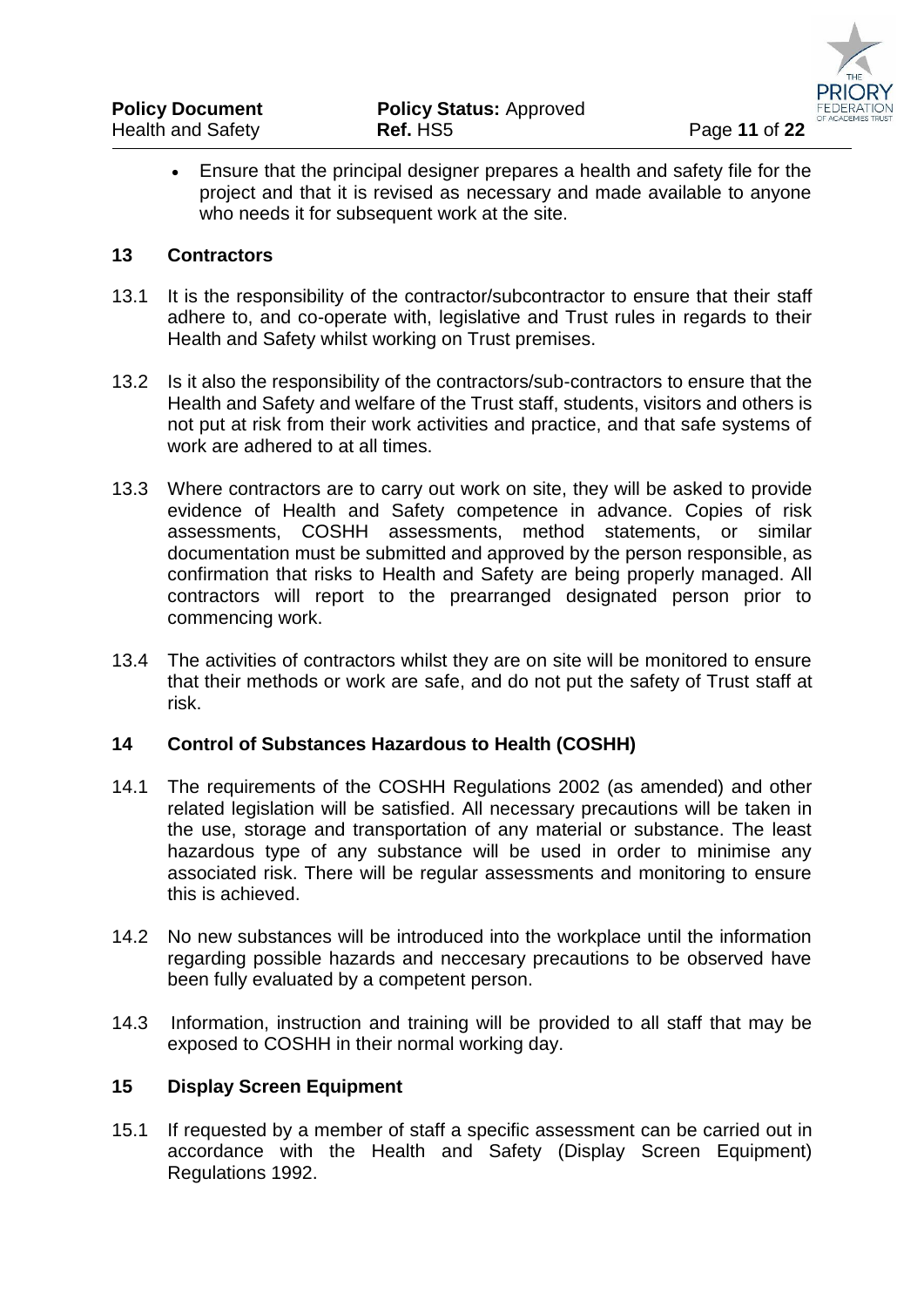- Ensure that the principal designer prepares a health and safety file for the project and that it is revised as necessary and made available to anyone who needs it for subsequent work at the site.

## 13 Contractors

13.1 It is the responsibility of the contractor/subcontractor to ensure that their staff adhere to, and co-operate with, legislative and Trust rules in regards to their Health and Safety whilst working on Trust premises.

13.2 Is it also the responsibility of the contractors/sub-contractors to ensure that the Health and Safety and welfare of the Trust staff, students, visitors and others is not put at risk from their work activities and practice, and that safe systems of work are adhered to at all times.

13.3 Where contractors are to carry out work on site, they will be asked to provide evidence of Health and Safety competence in advance. Copies of risk assessments, COSHH assessments, method statements, or similar documentation must be submitted and approved by the person responsible, as confirmation that risks to Health and Safety are being properly managed. All contractors will report to the prearranged designated person prior to commencing work.

13.4 The activities of contractors whilst they are on site will be monitored to ensure that their methods or work are safe, and do not put the safety of Trust staff at risk.

## 14 Control of Substances Hazardous to Health (COSHH)

14.1 The requirements of the COSHH Regulations 2002 (as amended) and other related legislation will be satisfied. All necessary precautions will be taken in the use, storage and transportation of any material or substance. The least hazardous type of any substance will be used in order to minimise any associated risk. There will be regular assessments and monitoring to ensure this is achieved.

14.2 No new substances will be introduced into the workplace until the information regarding possible hazards and neccesary precautions to be observed have been fully evaluated by a competent person.

14.3 Information, instruction and training will be provided to all staff that may be exposed to COSHH in their normal working day.

## 15 Display Screen Equipment

15.1 If requested by a member of staff a specific assessment can be carried out in accordance with the Health and Safety (Display Screen Equipment) Regulations 1992.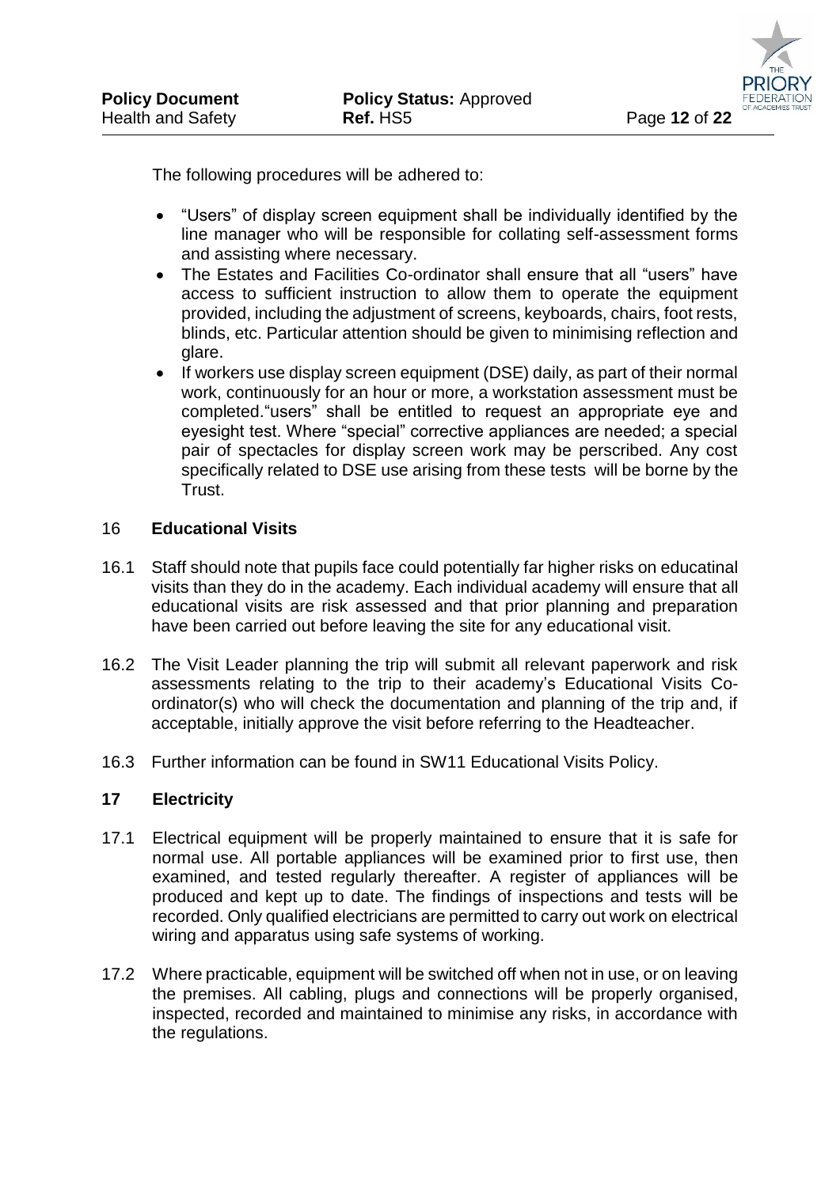The following procedures will be adhered to:

- “Users” of display screen equipment shall be individually identified by the line manager who will be responsible for collating self-assessment forms and assisting where necessary.
- The Estates and Facilities Co-ordinator shall ensure that all “users” have access to sufficient instruction to allow them to operate the equipment provided, including the adjustment of screens, keyboards, chairs, foot rests, blinds, etc. Particular attention should be given to minimising reflection and glare.
- If workers use display screen equipment (DSE) daily, as part of their normal work, continuously for an hour or more, a workstation assessment must be completed.“users” shall be entitled to request an appropriate eye and eyesight test. Where “special” corrective appliances are needed; a special pair of spectacles for display screen work may be perscribed. Any cost specifically related to DSE use arising from these tests will be borne by the Trust.

## 16 **Educational Visits**

16.1 Staff should note that pupils face could potentially far higher risks on educatinal visits than they do in the academy. Each individual academy will ensure that all educational visits are risk assessed and that prior planning and preparation have been carried out before leaving the site for any educational visit.

16.2 The Visit Leader planning the trip will submit all relevant paperwork and risk assessments relating to the trip to their academy’s Educational Visits Co-ordinator(s) who will check the documentation and planning of the trip and, if acceptable, initially approve the visit before referring to the Headteacher.

16.3 Further information can be found in SW11 Educational Visits Policy.

## 17 **Electricity**

17.1 Electrical equipment will be properly maintained to ensure that it is safe for normal use. All portable appliances will be examined prior to first use, then examined, and tested regularly thereafter. A register of appliances will be produced and kept up to date. The findings of inspections and tests will be recorded. Only qualified electricians are permitted to carry out work on electrical wiring and apparatus using safe systems of working.

17.2 Where practicable, equipment will be switched off when not in use, or on leaving the premises. All cabling, plugs and connections will be properly organised, inspected, recorded and maintained to minimise any risks, in accordance with the regulations.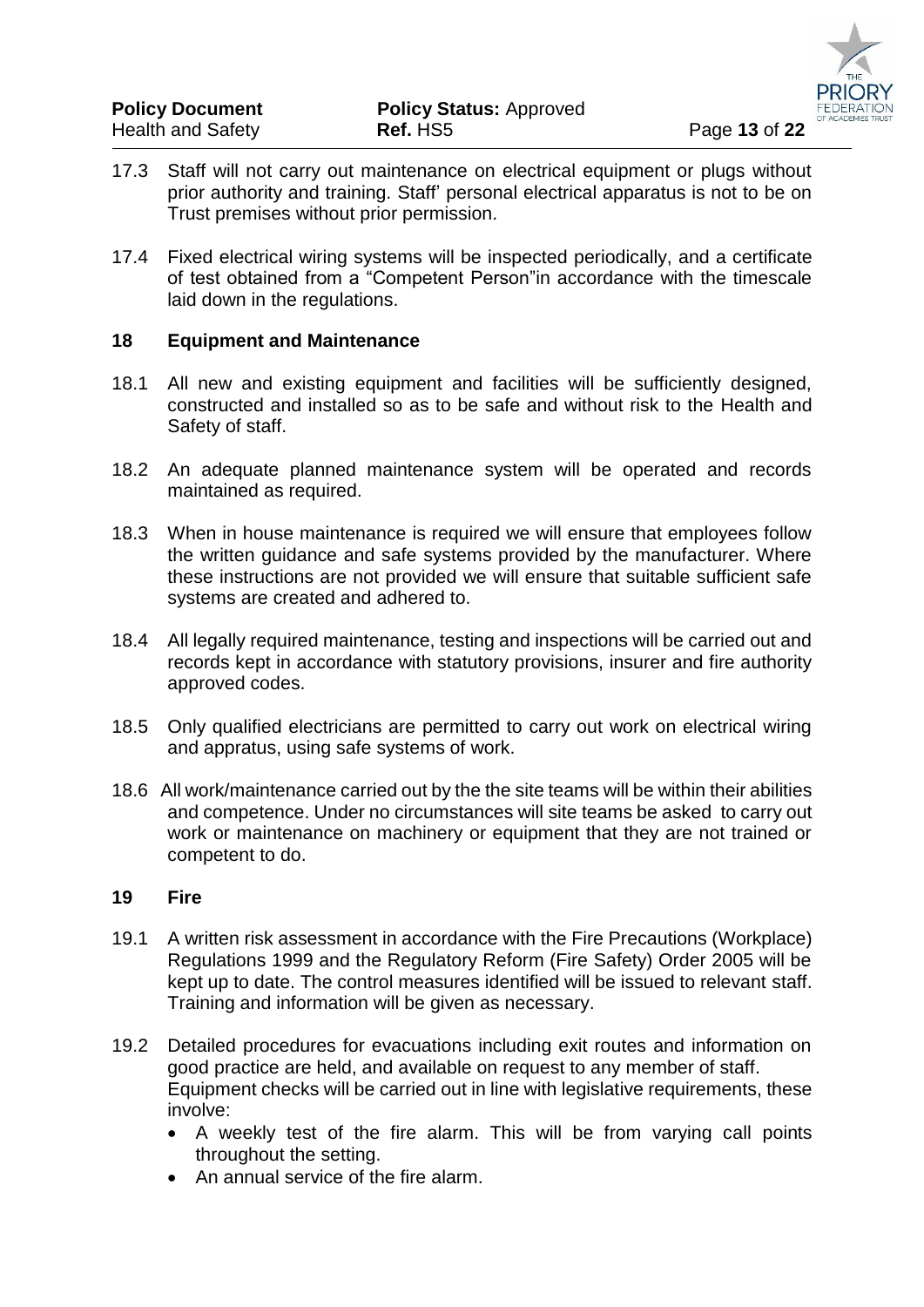17.3 Staff will not carry out maintenance on electrical equipment or plugs without prior authority and training. Staff' personal electrical apparatus is not to be on Trust premises without prior permission.

17.4 Fixed electrical wiring systems will be inspected periodically, and a certificate of test obtained from a "Competent Person"in accordance with the timescale laid down in the regulations.

## 18 Equipment and Maintenance

18.1 All new and existing equipment and facilities will be sufficiently designed, constructed and installed so as to be safe and without risk to the Health and Safety of staff.

18.2 An adequate planned maintenance system will be operated and records maintained as required.

18.3 When in house maintenance is required we will ensure that employees follow the written guidance and safe systems provided by the manufacturer. Where these instructions are not provided we will ensure that suitable sufficient safe systems are created and adhered to.

18.4 All legally required maintenance, testing and inspections will be carried out and records kept in accordance with statutory provisions, insurer and fire authority approved codes.

18.5 Only qualified electricians are permitted to carry out work on electrical wiring and appratus, using safe systems of work.

18.6 All work/maintenance carried out by the the site teams will be within their abilities and competence. Under no circumstances will site teams be asked to carry out work or maintenance on machinery or equipment that they are not trained or competent to do.

## 19 Fire

19.1 A written risk assessment in accordance with the Fire Precautions (Workplace) Regulations 1999 and the Regulatory Reform (Fire Safety) Order 2005 will be kept up to date. The control measures identified will be issued to relevant staff. Training and information will be given as necessary.

19.2 Detailed procedures for evacuations including exit routes and information on good practice are held, and available on request to any member of staff. Equipment checks will be carried out in line with legislative requirements, these involve:

- A weekly test of the fire alarm. This will be from varying call points throughout the setting.
- An annual service of the fire alarm.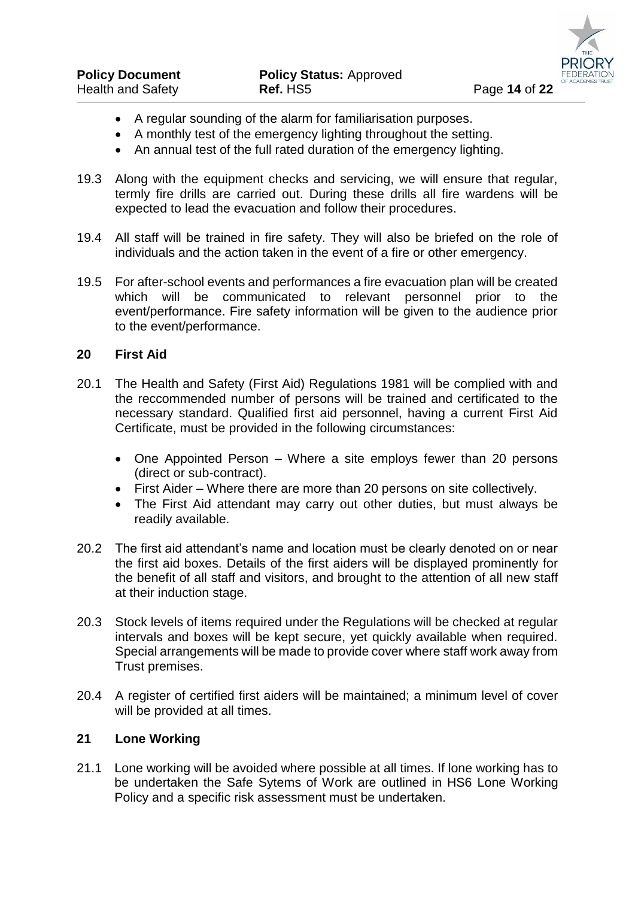- A regular sounding of the alarm for familiarisation purposes.
- A monthly test of the emergency lighting throughout the setting.
- An annual test of the full rated duration of the emergency lighting.

19.3 Along with the equipment checks and servicing, we will ensure that regular, termly fire drills are carried out. During these drills all fire wardens will be expected to lead the evacuation and follow their procedures.

19.4 All staff will be trained in fire safety. They will also be briefed on the role of individuals and the action taken in the event of a fire or other emergency.

19.5 For after-school events and performances a fire evacuation plan will be created which will be communicated to relevant personnel prior to the event/performance. Fire safety information will be given to the audience prior to the event/performance.

## 20 First Aid

20.1 The Health and Safety (First Aid) Regulations 1981 will be complied with and the reccommended number of persons will be trained and certificated to the necessary standard. Qualified first aid personnel, having a current First Aid Certificate, must be provided in the following circumstances:

- One Appointed Person – Where a site employs fewer than 20 persons (direct or sub-contract).
- First Aider – Where there are more than 20 persons on site collectively.
- The First Aid attendant may carry out other duties, but must always be readily available.

20.2 The first aid attendant's name and location must be clearly denoted on or near the first aid boxes. Details of the first aiders will be displayed prominently for the benefit of all staff and visitors, and brought to the attention of all new staff at their induction stage.

20.3 Stock levels of items required under the Regulations will be checked at regular intervals and boxes will be kept secure, yet quickly available when required. Special arrangements will be made to provide cover where staff work away from Trust premises.

20.4 A register of certified first aiders will be maintained; a minimum level of cover will be provided at all times.

## 21 Lone Working

21.1 Lone working will be avoided where possible at all times. If lone working has to be undertaken the Safe Sytems of Work are outlined in HS6 Lone Working Policy and a specific risk assessment must be undertaken.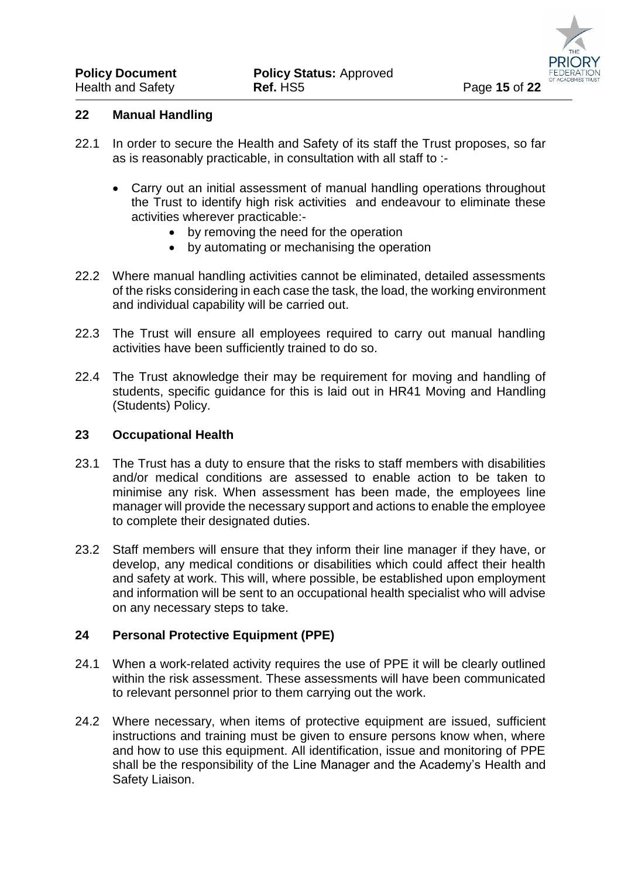## 22 Manual Handling

22.1 In order to secure the Health and Safety of its staff the Trust proposes, so far as is reasonably practicable, in consultation with all staff to :-

- Carry out an initial assessment of manual handling operations throughout the Trust to identify high risk activities and endeavour to eliminate these activities wherever practicable:-
  - by removing the need for the operation
  - by automating or mechanising the operation

22.2 Where manual handling activities cannot be eliminated, detailed assessments of the risks considering in each case the task, the load, the working environment and individual capability will be carried out.

22.3 The Trust will ensure all employees required to carry out manual handling activities have been sufficiently trained to do so.

22.4 The Trust aknowledge their may be requirement for moving and handling of students, specific guidance for this is laid out in HR41 Moving and Handling (Students) Policy.

## 23 Occupational Health

23.1 The Trust has a duty to ensure that the risks to staff members with disabilities and/or medical conditions are assessed to enable action to be taken to minimise any risk. When assessment has been made, the employees line manager will provide the necessary support and actions to enable the employee to complete their designated duties.

23.2 Staff members will ensure that they inform their line manager if they have, or develop, any medical conditions or disabilities which could affect their health and safety at work. This will, where possible, be established upon employment and information will be sent to an occupational health specialist who will advise on any necessary steps to take.

## 24 Personal Protective Equipment (PPE)

24.1 When a work-related activity requires the use of PPE it will be clearly outlined within the risk assessment. These assessments will have been communicated to relevant personnel prior to them carrying out the work.

24.2 Where necessary, when items of protective equipment are issued, sufficient instructions and training must be given to ensure persons know when, where and how to use this equipment. All identification, issue and monitoring of PPE shall be the responsibility of the Line Manager and the Academy's Health and Safety Liaison.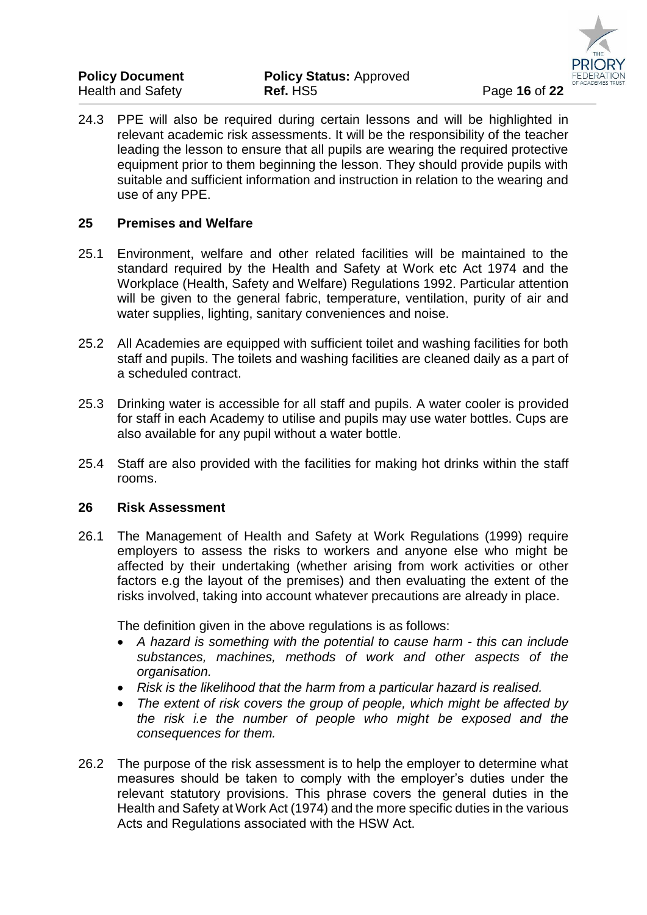24.3 PPE will also be required during certain lessons and will be highlighted in relevant academic risk assessments. It will be the responsibility of the teacher leading the lesson to ensure that all pupils are wearing the required protective equipment prior to them beginning the lesson. They should provide pupils with suitable and sufficient information and instruction in relation to the wearing and use of any PPE.

## 25 Premises and Welfare

25.1 Environment, welfare and other related facilities will be maintained to the standard required by the Health and Safety at Work etc Act 1974 and the Workplace (Health, Safety and Welfare) Regulations 1992. Particular attention will be given to the general fabric, temperature, ventilation, purity of air and water supplies, lighting, sanitary conveniences and noise.

25.2 All Academies are equipped with sufficient toilet and washing facilities for both staff and pupils. The toilets and washing facilities are cleaned daily as a part of a scheduled contract.

25.3 Drinking water is accessible for all staff and pupils. A water cooler is provided for staff in each Academy to utilise and pupils may use water bottles. Cups are also available for any pupil without a water bottle.

25.4 Staff are also provided with the facilities for making hot drinks within the staff rooms.

## 26 Risk Assessment

26.1 The Management of Health and Safety at Work Regulations (1999) require employers to assess the risks to workers and anyone else who might be affected by their undertaking (whether arising from work activities or other factors e.g the layout of the premises) and then evaluating the extent of the risks involved, taking into account whatever precautions are already in place.

The definition given in the above regulations is as follows:

- *A hazard is something with the potential to cause harm - this can include substances, machines, methods of work and other aspects of the organisation.*
- *Risk is the likelihood that the harm from a particular hazard is realised.*
- *The extent of risk covers the group of people, which might be affected by the risk i.e the number of people who might be exposed and the consequences for them.*

26.2 The purpose of the risk assessment is to help the employer to determine what measures should be taken to comply with the employer's duties under the relevant statutory provisions. This phrase covers the general duties in the Health and Safety at Work Act (1974) and the more specific duties in the various Acts and Regulations associated with the HSW Act.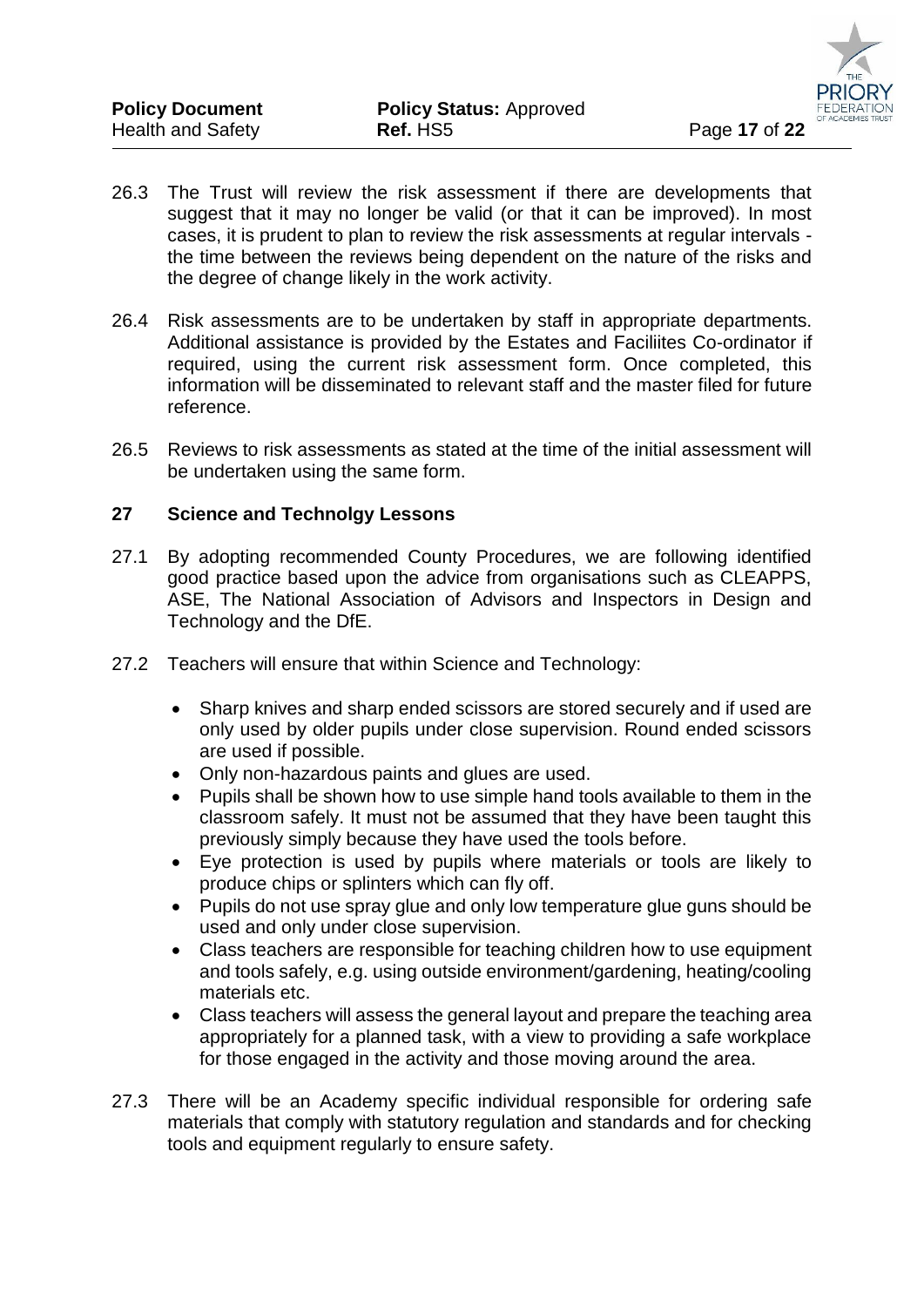26.3 The Trust will review the risk assessment if there are developments that suggest that it may no longer be valid (or that it can be improved). In most cases, it is prudent to plan to review the risk assessments at regular intervals - the time between the reviews being dependent on the nature of the risks and the degree of change likely in the work activity.

26.4 Risk assessments are to be undertaken by staff in appropriate departments. Additional assistance is provided by the Estates and Faciliites Co-ordinator if required, using the current risk assessment form. Once completed, this information will be disseminated to relevant staff and the master filed for future reference.

26.5 Reviews to risk assessments as stated at the time of the initial assessment will be undertaken using the same form.

## 27 Science and Technolgy Lessons

27.1 By adopting recommended County Procedures, we are following identified good practice based upon the advice from organisations such as CLEAPPS, ASE, The National Association of Advisors and Inspectors in Design and Technology and the DfE.

27.2 Teachers will ensure that within Science and Technology:

- Sharp knives and sharp ended scissors are stored securely and if used are only used by older pupils under close supervision. Round ended scissors are used if possible.
- Only non-hazardous paints and glues are used.
- Pupils shall be shown how to use simple hand tools available to them in the classroom safely. It must not be assumed that they have been taught this previously simply because they have used the tools before.
- Eye protection is used by pupils where materials or tools are likely to produce chips or splinters which can fly off.
- Pupils do not use spray glue and only low temperature glue guns should be used and only under close supervision.
- Class teachers are responsible for teaching children how to use equipment and tools safely, e.g. using outside environment/gardening, heating/cooling materials etc.
- Class teachers will assess the general layout and prepare the teaching area appropriately for a planned task, with a view to providing a safe workplace for those engaged in the activity and those moving around the area.

27.3 There will be an Academy specific individual responsible for ordering safe materials that comply with statutory regulation and standards and for checking tools and equipment regularly to ensure safety.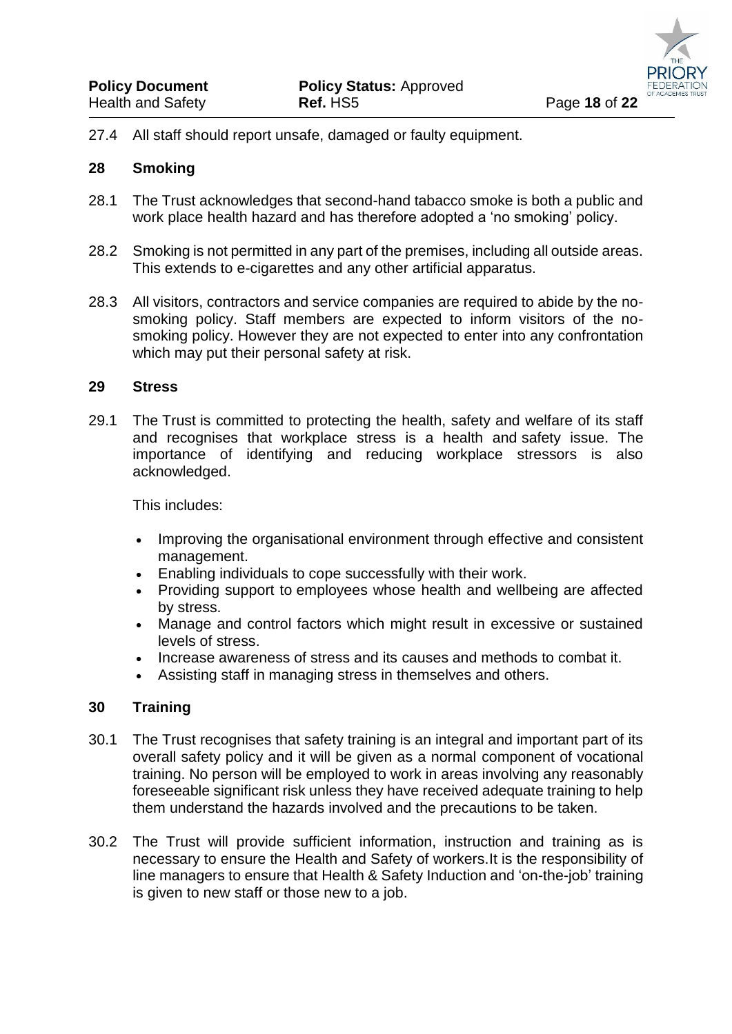27.4 All staff should report unsafe, damaged or faulty equipment.

## 28 Smoking

28.1 The Trust acknowledges that second-hand tabacco smoke is both a public and work place health hazard and has therefore adopted a 'no smoking' policy.

28.2 Smoking is not permitted in any part of the premises, including all outside areas. This extends to e-cigarettes and any other artificial apparatus.

28.3 All visitors, contractors and service companies are required to abide by the no-smoking policy. Staff members are expected to inform visitors of the no-smoking policy. However they are not expected to enter into any confrontation which may put their personal safety at risk.

## 29 Stress

29.1 The Trust is committed to protecting the health, safety and welfare of its staff and recognises that workplace stress is a health and safety issue. The importance of identifying and reducing workplace stressors is also acknowledged.

This includes:

- Improving the organisational environment through effective and consistent management.
- Enabling individuals to cope successfully with their work.
- Providing support to employees whose health and wellbeing are affected by stress.
- Manage and control factors which might result in excessive or sustained levels of stress.
- Increase awareness of stress and its causes and methods to combat it.
- Assisting staff in managing stress in themselves and others.

## 30 Training

30.1 The Trust recognises that safety training is an integral and important part of its overall safety policy and it will be given as a normal component of vocational training. No person will be employed to work in areas involving any reasonably foreseeable significant risk unless they have received adequate training to help them understand the hazards involved and the precautions to be taken.

30.2 The Trust will provide sufficient information, instruction and training as is necessary to ensure the Health and Safety of workers.It is the responsibility of line managers to ensure that Health & Safety Induction and 'on-the-job' training is given to new staff or those new to a job.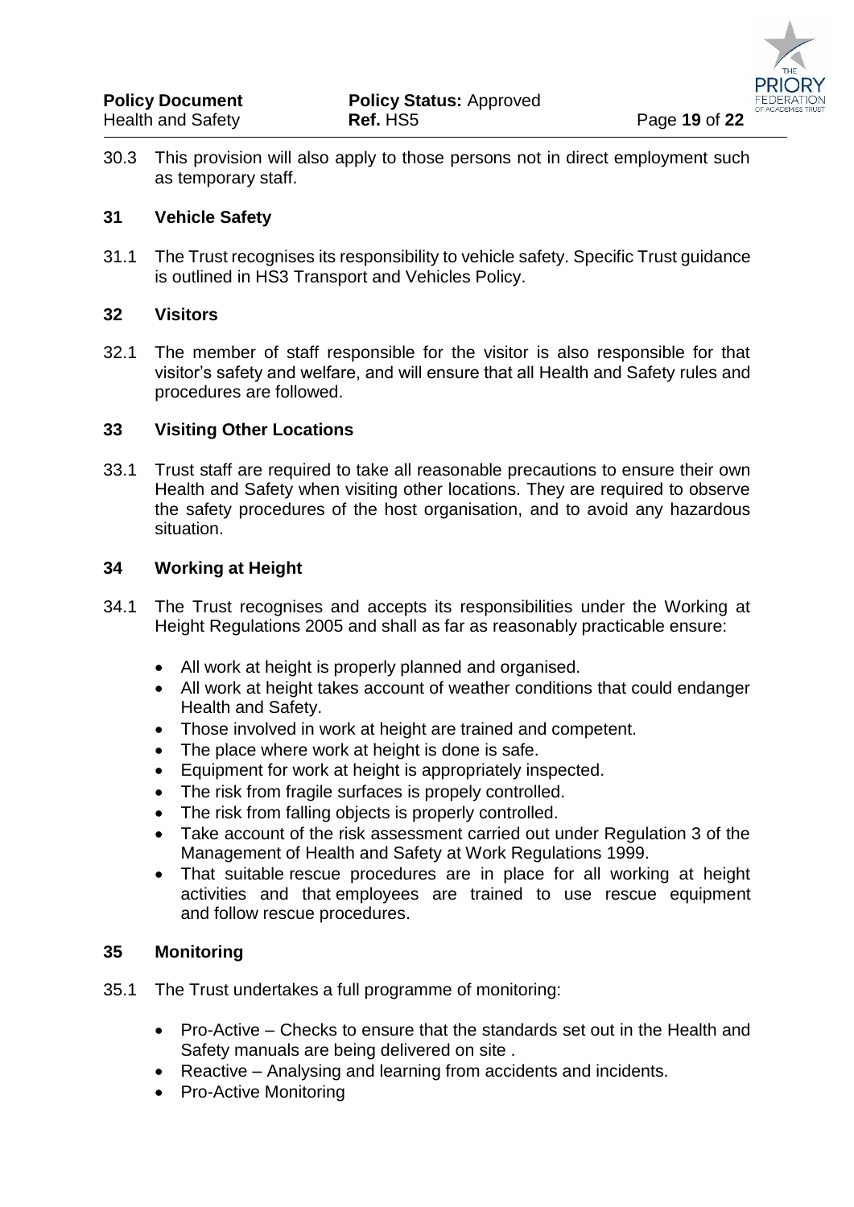30.3 This provision will also apply to those persons not in direct employment such as temporary staff.

## 31 Vehicle Safety

31.1 The Trust recognises its responsibility to vehicle safety. Specific Trust guidance is outlined in HS3 Transport and Vehicles Policy.

## 32 Visitors

32.1 The member of staff responsible for the visitor is also responsible for that visitor's safety and welfare, and will ensure that all Health and Safety rules and procedures are followed.

## 33 Visiting Other Locations

33.1 Trust staff are required to take all reasonable precautions to ensure their own Health and Safety when visiting other locations. They are required to observe the safety procedures of the host organisation, and to avoid any hazardous situation.

## 34 Working at Height

34.1 The Trust recognises and accepts its responsibilities under the Working at Height Regulations 2005 and shall as far as reasonably practicable ensure:

- All work at height is properly planned and organised.
- All work at height takes account of weather conditions that could endanger Health and Safety.
- Those involved in work at height are trained and competent.
- The place where work at height is done is safe.
- Equipment for work at height is appropriately inspected.
- The risk from fragile surfaces is propely controlled.
- The risk from falling objects is properly controlled.
- Take account of the risk assessment carried out under Regulation 3 of the Management of Health and Safety at Work Regulations 1999.
- That suitable rescue procedures are in place for all working at height activities and that employees are trained to use rescue equipment and follow rescue procedures.

## 35 Monitoring

35.1 The Trust undertakes a full programme of monitoring:

- Pro-Active – Checks to ensure that the standards set out in the Health and Safety manuals are being delivered on site .
- Reactive – Analysing and learning from accidents and incidents.
- Pro-Active Monitoring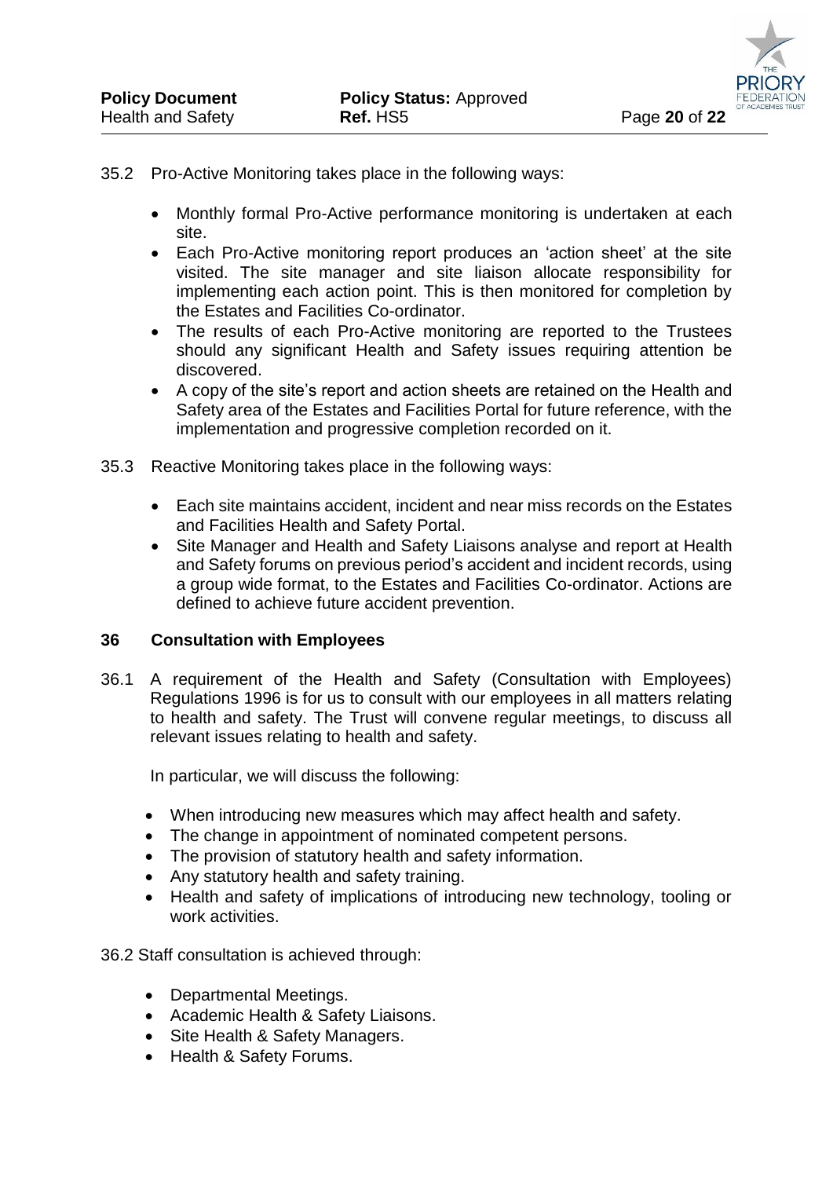35.2 Pro-Active Monitoring takes place in the following ways:

- Monthly formal Pro-Active performance monitoring is undertaken at each site.
- Each Pro-Active monitoring report produces an 'action sheet' at the site visited. The site manager and site liaison allocate responsibility for implementing each action point. This is then monitored for completion by the Estates and Facilities Co-ordinator.
- The results of each Pro-Active monitoring are reported to the Trustees should any significant Health and Safety issues requiring attention be discovered.
- A copy of the site's report and action sheets are retained on the Health and Safety area of the Estates and Facilities Portal for future reference, with the implementation and progressive completion recorded on it.

35.3 Reactive Monitoring takes place in the following ways:

- Each site maintains accident, incident and near miss records on the Estates and Facilities Health and Safety Portal.
- Site Manager and Health and Safety Liaisons analyse and report at Health and Safety forums on previous period's accident and incident records, using a group wide format, to the Estates and Facilities Co-ordinator. Actions are defined to achieve future accident prevention.

## 36 Consultation with Employees

36.1 A requirement of the Health and Safety (Consultation with Employees) Regulations 1996 is for us to consult with our employees in all matters relating to health and safety. The Trust will convene regular meetings, to discuss all relevant issues relating to health and safety.

In particular, we will discuss the following:

- When introducing new measures which may affect health and safety.
- The change in appointment of nominated competent persons.
- The provision of statutory health and safety information.
- Any statutory health and safety training.
- Health and safety of implications of introducing new technology, tooling or work activities.

36.2 Staff consultation is achieved through:

- Departmental Meetings.
- Academic Health & Safety Liaisons.
- Site Health & Safety Managers.
- Health & Safety Forums.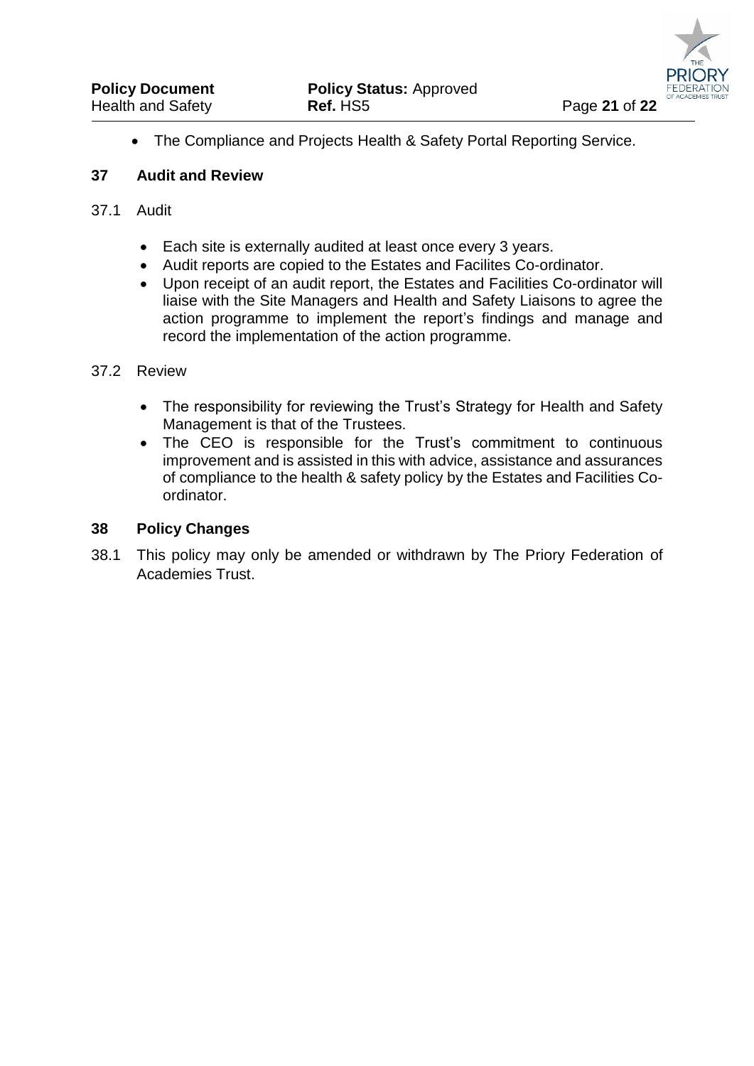- The Compliance and Projects Health & Safety Portal Reporting Service.

## 37 Audit and Review

37.1 Audit

- Each site is externally audited at least once every 3 years.
- Audit reports are copied to the Estates and Facilites Co-ordinator.
- Upon receipt of an audit report, the Estates and Facilities Co-ordinator will liaise with the Site Managers and Health and Safety Liaisons to agree the action programme to implement the report's findings and manage and record the implementation of the action programme.

37.2 Review

- The responsibility for reviewing the Trust's Strategy for Health and Safety Management is that of the Trustees.
- The CEO is responsible for the Trust's commitment to continuous improvement and is assisted in this with advice, assistance and assurances of compliance to the health & safety policy by the Estates and Facilities Co-ordinator.

## 38 Policy Changes

38.1 This policy may only be amended or withdrawn by The Priory Federation of Academies Trust.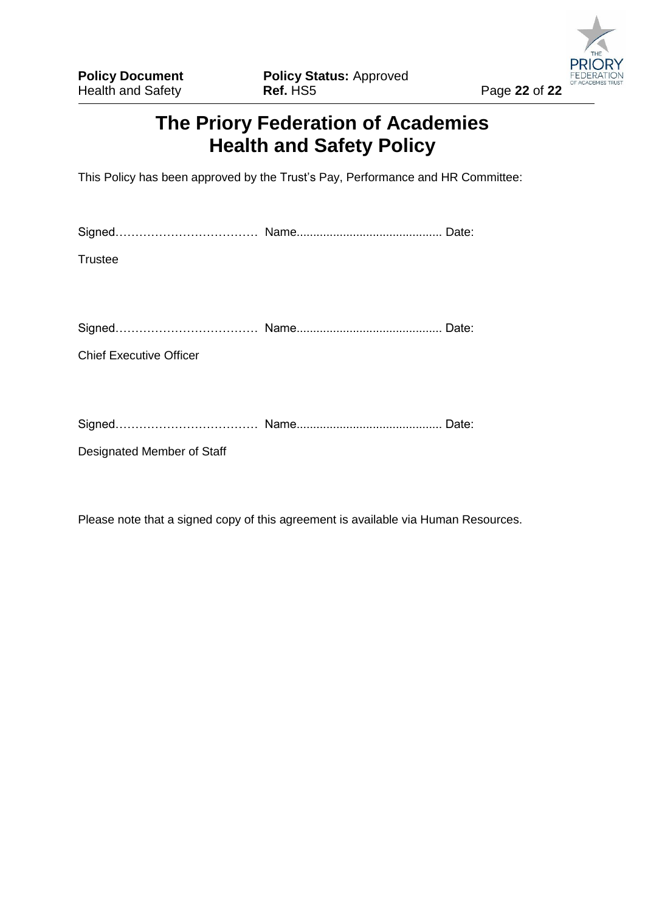# The Priory Federation of Academies
# Health and Safety Policy

This Policy has been approved by the Trust's Pay, Performance and HR Committee:

Signed……………………………… Name............................................ Date:

Trustee

Signed……………………………… Name............................................ Date:

Chief Executive Officer

Signed……………………………… Name............................................ Date:

Designated Member of Staff

Please note that a signed copy of this agreement is available via Human Resources.